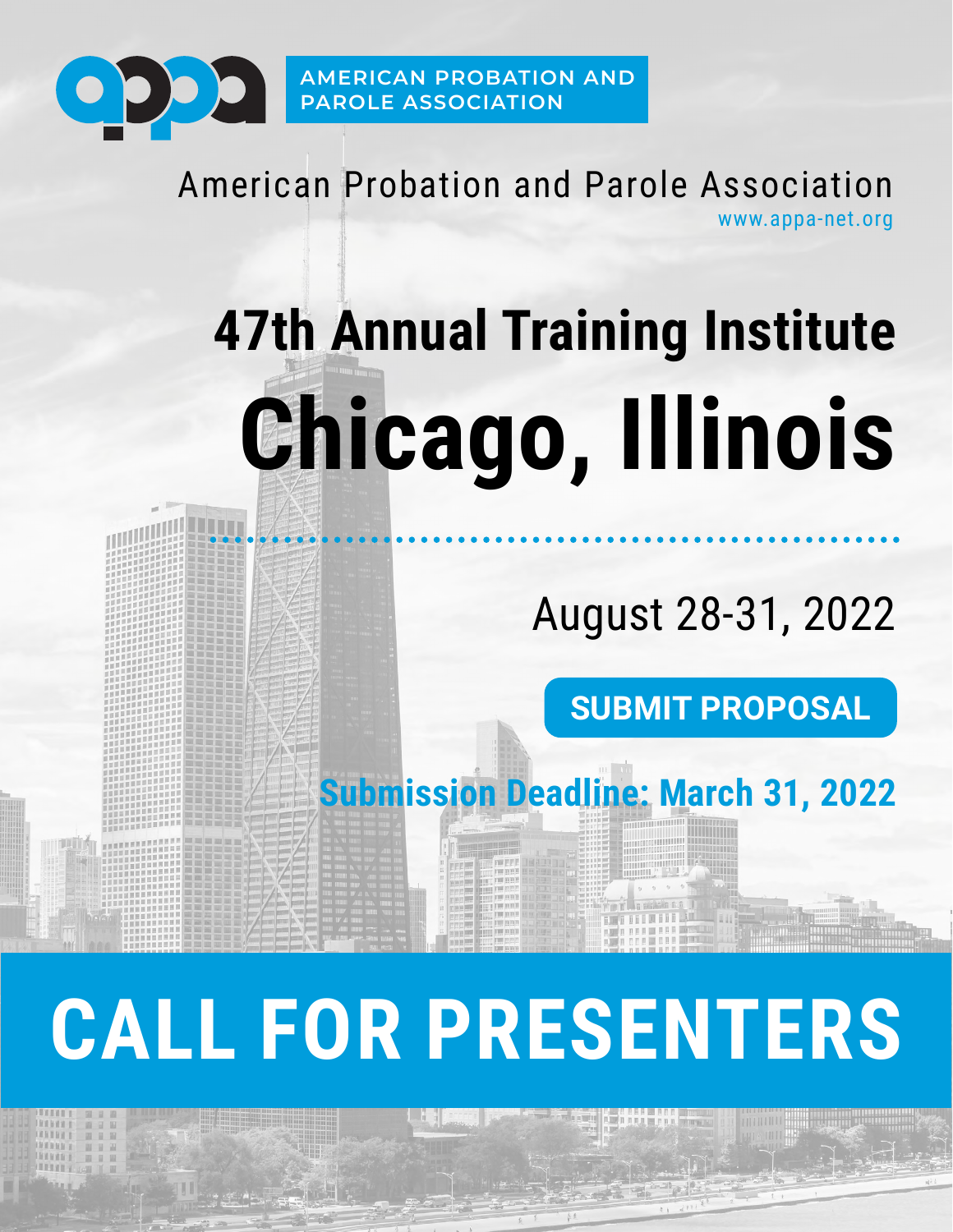AMERICAN PROBATION AND PAROLE ASSOCIATION

American Probation and Parole Association

www.appa-net.org

# 47th Annual Training Institute

# Chicago, Illinois

August 28-31, 2022

**SUBMIT PROPOSAL**

**Submission Deadline: March 31, 2022**

# CALL FOR PRESENTERS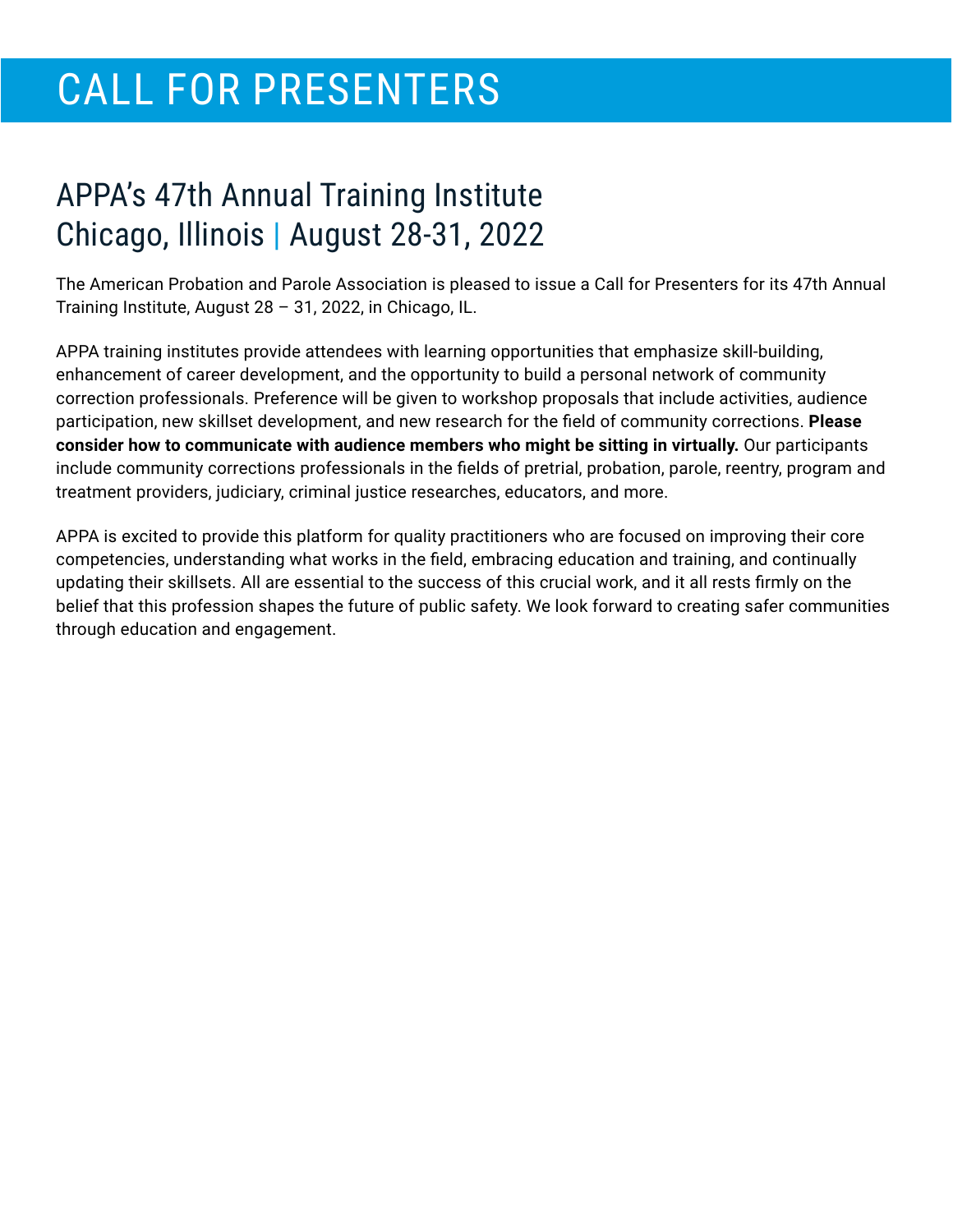# CALL FOR PRESENTERS

## APPA's 47th Annual Training Institute
## Chicago, Illinois | August 28-31, 2022

The American Probation and Parole Association is pleased to issue a Call for Presenters for its 47th Annual Training Institute, August 28 – 31, 2022, in Chicago, IL.

APPA training institutes provide attendees with learning opportunities that emphasize skill-building, enhancement of career development, and the opportunity to build a personal network of community correction professionals. Preference will be given to workshop proposals that include activities, audience participation, new skillset development, and new research for the field of community corrections. **Please consider how to communicate with audience members who might be sitting in virtually.** Our participants include community corrections professionals in the fields of pretrial, probation, parole, reentry, program and treatment providers, judiciary, criminal justice researches, educators, and more.

APPA is excited to provide this platform for quality practitioners who are focused on improving their core competencies, understanding what works in the field, embracing education and training, and continually updating their skillsets. All are essential to the success of this crucial work, and it all rests firmly on the belief that this profession shapes the future of public safety. We look forward to creating safer communities through education and engagement.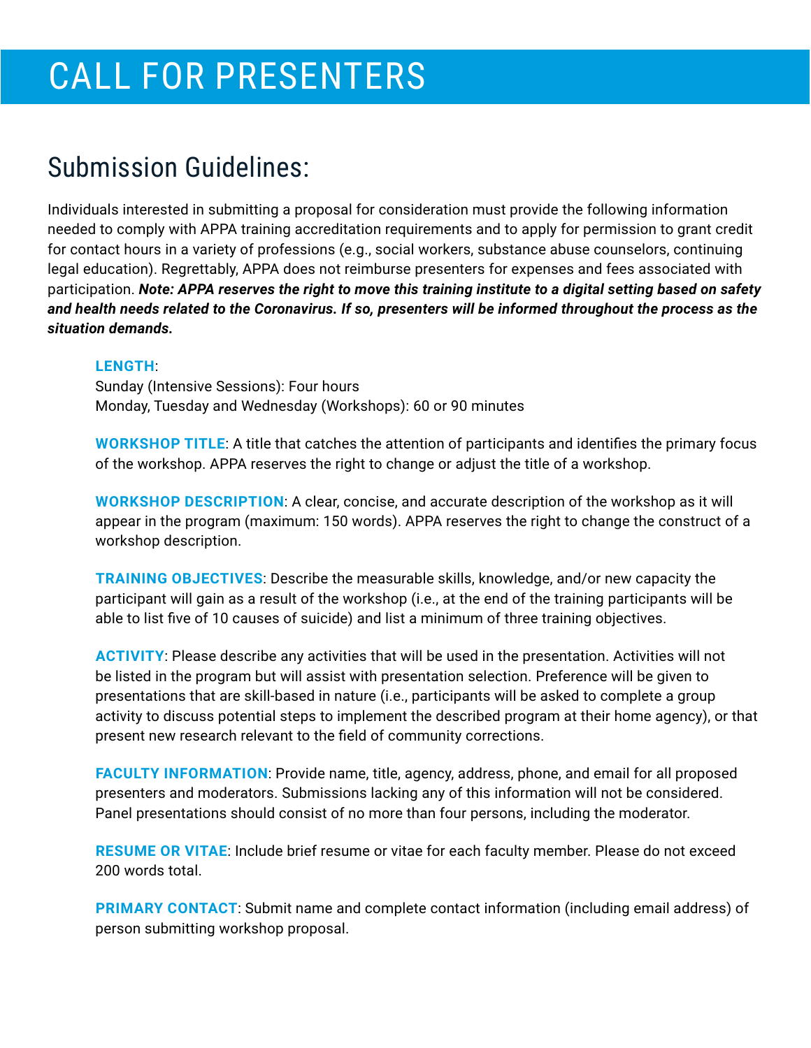# CALL FOR PRESENTERS

## Submission Guidelines:

Individuals interested in submitting a proposal for consideration must provide the following information needed to comply with APPA training accreditation requirements and to apply for permission to grant credit for contact hours in a variety of professions (e.g., social workers, substance abuse counselors, continuing legal education). Regrettably, APPA does not reimburse presenters for expenses and fees associated with participation. ***Note: APPA reserves the right to move this training institute to a digital setting based on safety and health needs related to the Coronavirus. If so, presenters will be informed throughout the process as the situation demands.***

**LENGTH**:
Sunday (Intensive Sessions): Four hours
Monday, Tuesday and Wednesday (Workshops): 60 or 90 minutes

**WORKSHOP TITLE**: A title that catches the attention of participants and identifies the primary focus of the workshop. APPA reserves the right to change or adjust the title of a workshop.

**WORKSHOP DESCRIPTION**: A clear, concise, and accurate description of the workshop as it will appear in the program (maximum: 150 words). APPA reserves the right to change the construct of a workshop description.

**TRAINING OBJECTIVES**: Describe the measurable skills, knowledge, and/or new capacity the participant will gain as a result of the workshop (i.e., at the end of the training participants will be able to list five of 10 causes of suicide) and list a minimum of three training objectives.

**ACTIVITY**: Please describe any activities that will be used in the presentation. Activities will not be listed in the program but will assist with presentation selection. Preference will be given to presentations that are skill-based in nature (i.e., participants will be asked to complete a group activity to discuss potential steps to implement the described program at their home agency), or that present new research relevant to the field of community corrections.

**FACULTY INFORMATION**: Provide name, title, agency, address, phone, and email for all proposed presenters and moderators. Submissions lacking any of this information will not be considered. Panel presentations should consist of no more than four persons, including the moderator.

**RESUME OR VITAE**: Include brief resume or vitae for each faculty member. Please do not exceed 200 words total.

**PRIMARY CONTACT**: Submit name and complete contact information (including email address) of person submitting workshop proposal.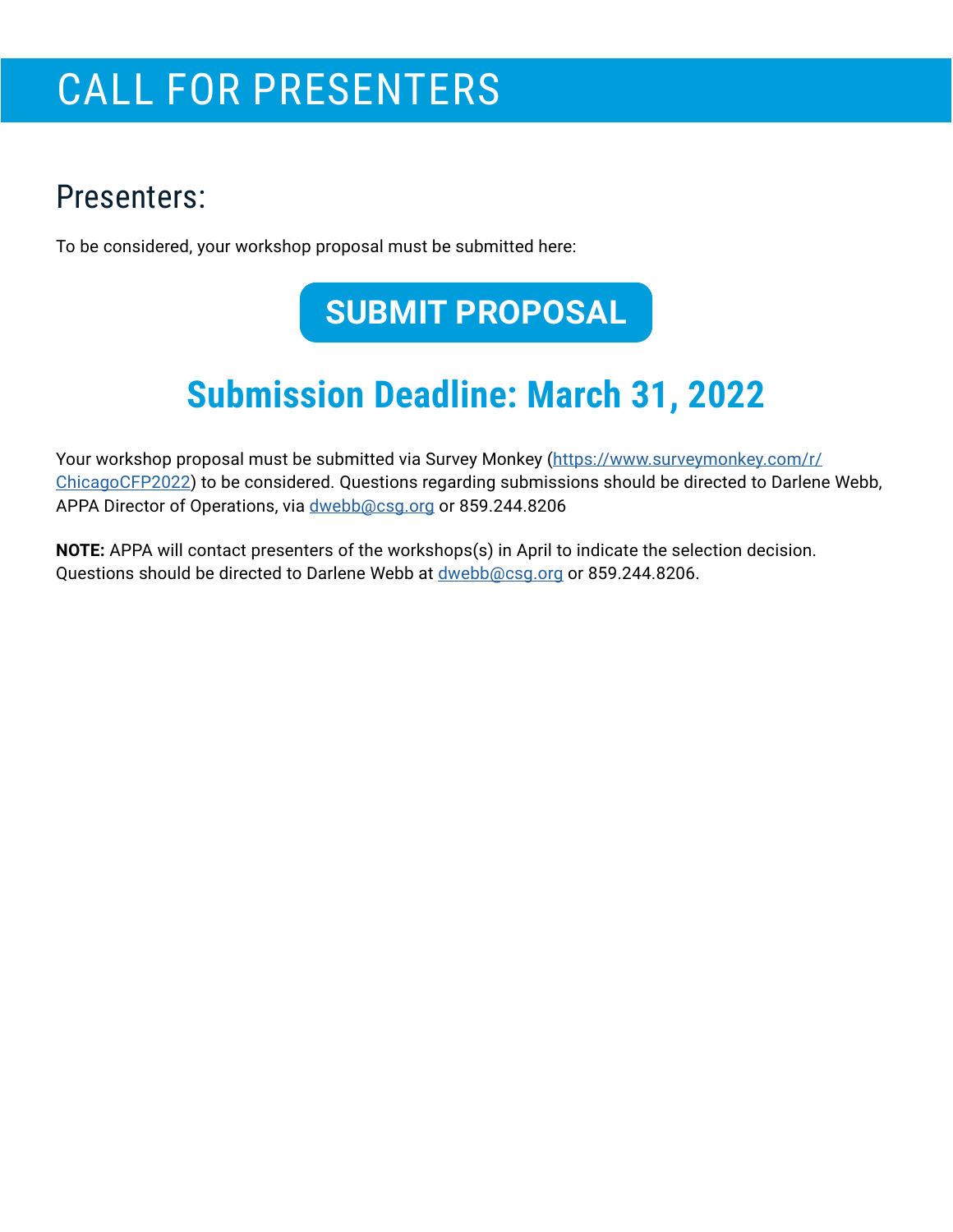# CALL FOR PRESENTERS

## Presenters:

To be considered, your workshop proposal must be submitted here:

**SUBMIT PROPOSAL**

## Submission Deadline: March 31, 2022

Your workshop proposal must be submitted via Survey Monkey (https://www.surveymonkey.com/r/ChicagoCFP2022) to be considered. Questions regarding submissions should be directed to Darlene Webb, APPA Director of Operations, via dwebb@csg.org or 859.244.8206

**NOTE:** APPA will contact presenters of the workshops(s) in April to indicate the selection decision. Questions should be directed to Darlene Webb at dwebb@csg.org or 859.244.8206.